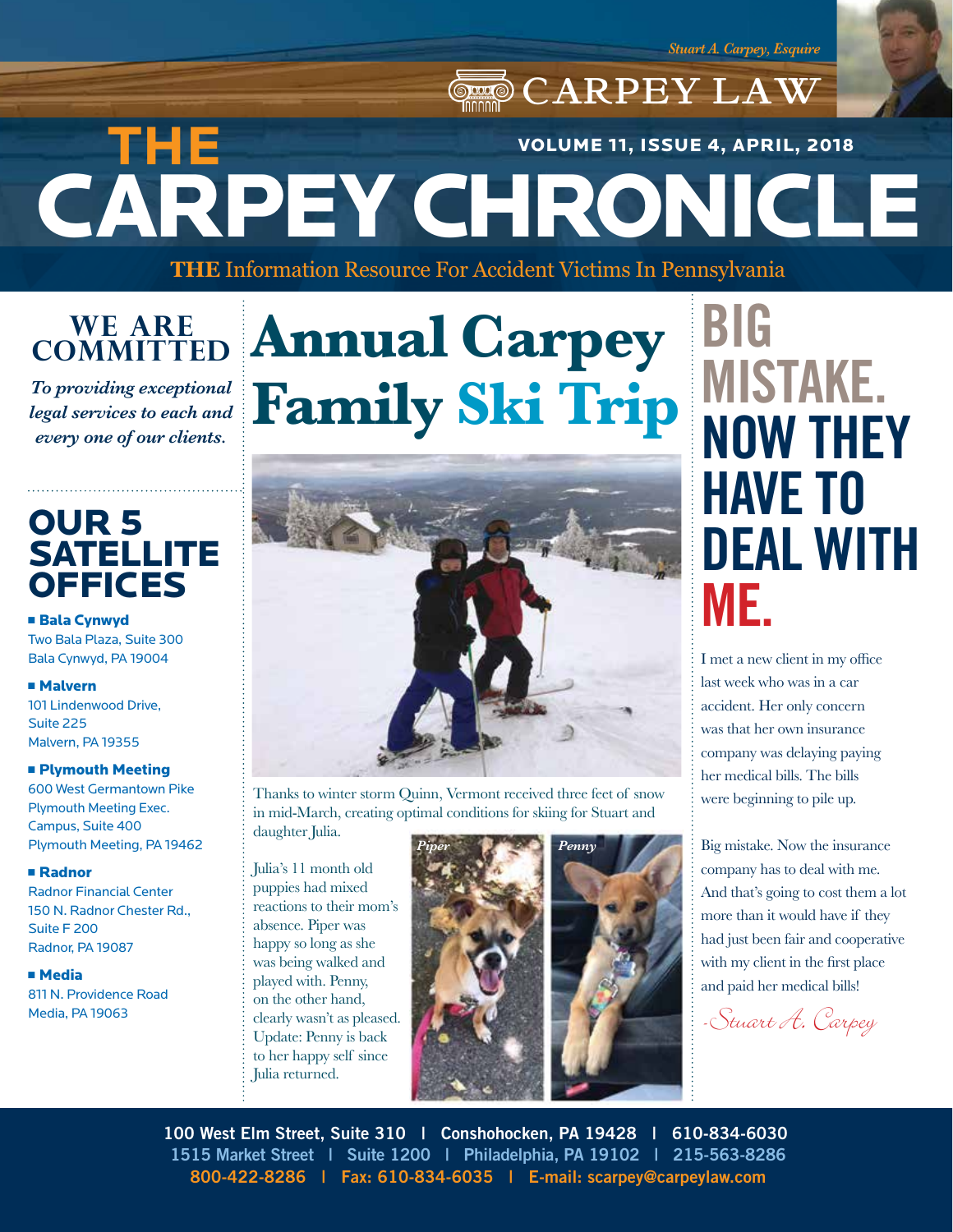Stuart A. Carpey, Esquire

CARPEY LAW

# THE CARPEY CHRONICLE

VOLUME 11, ISSUE 4, APRIL, 2018

**THE** Information Resource For Accident Victims In Pennsylvania

## WE ARE COMMITTED

*To providing exceptional legal services to each and every one of our clients.*

## OUR 5 SATELLITE OFFICES

- **Bala Cynwyd**
  Two Bala Plaza, Suite 300
  Bala Cynwyd, PA 19004
- **Malvern**
  101 Lindenwood Drive,
  Suite 225
  Malvern, PA 19355
- **Plymouth Meeting**
  600 West Germantown Pike
  Plymouth Meeting Exec.
  Campus, Suite 400
  Plymouth Meeting, PA 19462
- **Radnor**
  Radnor Financial Center
  150 N. Radnor Chester Rd.,
  Suite F 200
  Radnor, PA 19087
- **Media**
  811 N. Providence Road
  Media, PA 19063

# Annual Carpey Family Ski Trip

Thanks to winter storm Quinn, Vermont received three feet of snow in mid-March, creating optimal conditions for skiing for Stuart and daughter Julia.

Julia's 11 month old puppies had mixed reactions to their mom's absence. Piper was happy so long as she was being walked and played with. Penny, on the other hand, clearly wasn't as pleased. Update: Penny is back to her happy self since Julia returned.

Piper

Penny

# BIG MISTAKE. NOW THEY HAVE TO DEAL WITH ME.

I met a new client in my office last week who was in a car accident. Her only concern was that her own insurance company was delaying paying her medical bills. The bills were beginning to pile up.

Big mistake. Now the insurance company has to deal with me. And that's going to cost them a lot more than it would have if they had just been fair and cooperative with my client in the first place and paid her medical bills!

-Stuart A. Carpey

100 West Elm Street, Suite 310 | Conshohocken, PA 19428 | 610-834-6030
1515 Market Street | Suite 1200 | Philadelphia, PA 19102 | 215-563-8286
800-422-8286 | Fax: 610-834-6035 | E-mail: scarpey@carpeylaw.com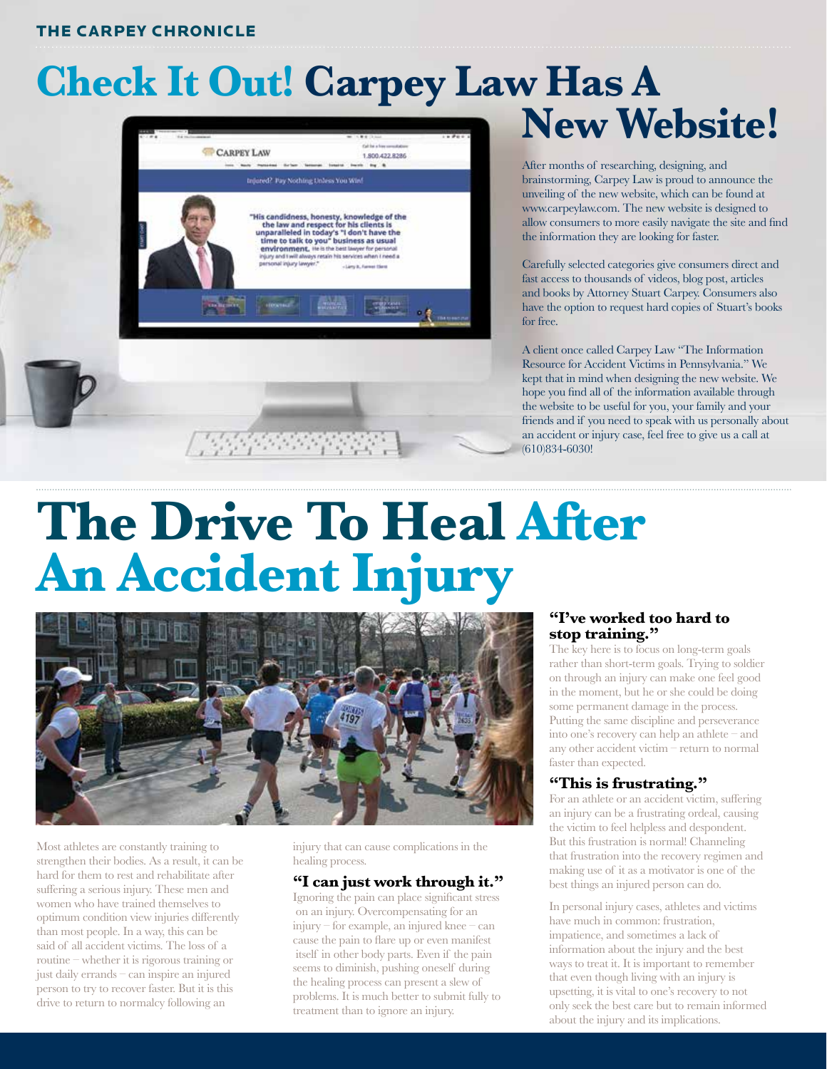# Check It Out! Carpey Law Has A New Website!

After months of researching, designing, and brainstorming, Carpey Law is proud to announce the unveiling of the new website, which can be found at www.carpeylaw.com. The new website is designed to allow consumers to more easily navigate the site and find the information they are looking for faster.

Carefully selected categories give consumers direct and fast access to thousands of videos, blog post, articles and books by Attorney Stuart Carpey. Consumers also have the option to request hard copies of Stuart's books for free.

A client once called Carpey Law "The Information Resource for Accident Victims in Pennsylvania." We kept that in mind when designing the new website. We hope you find all of the information available through the website to be useful for you, your family and your friends and if you need to speak with us personally about an accident or injury case, feel free to give us a call at (610)834-6030!

# The Drive To Heal After An Accident Injury

Most athletes are constantly training to strengthen their bodies. As a result, it can be hard for them to rest and rehabilitate after suffering a serious injury. These men and women who have trained themselves to optimum condition view injuries differently than most people. In a way, this can be said of all accident victims. The loss of a routine – whether it is rigorous training or just daily errands – can inspire an injured person to try to recover faster. But it is this drive to return to normalcy following an injury that can cause complications in the healing process.

### "I can just work through it."

Ignoring the pain can place significant stress on an injury. Overcompensating for an injury – for example, an injured knee – can cause the pain to flare up or even manifest itself in other body parts. Even if the pain seems to diminish, pushing oneself during the healing process can present a slew of problems. It is much better to submit fully to treatment than to ignore an injury.

### "I've worked too hard to stop training."

The key here is to focus on long-term goals rather than short-term goals. Trying to soldier on through an injury can make one feel good in the moment, but he or she could be doing some permanent damage in the process. Putting the same discipline and perseverance into one's recovery can help an athlete – and any other accident victim – return to normal faster than expected.

### "This is frustrating."

For an athlete or an accident victim, suffering an injury can be a frustrating ordeal, causing the victim to feel helpless and despondent. But this frustration is normal! Channeling that frustration into the recovery regimen and making use of it as a motivator is one of the best things an injured person can do.

In personal injury cases, athletes and victims have much in common: frustration, impatience, and sometimes a lack of information about the injury and the best ways to treat it. It is important to remember that even though living with an injury is upsetting, it is vital to one's recovery to not only seek the best care but to remain informed about the injury and its implications.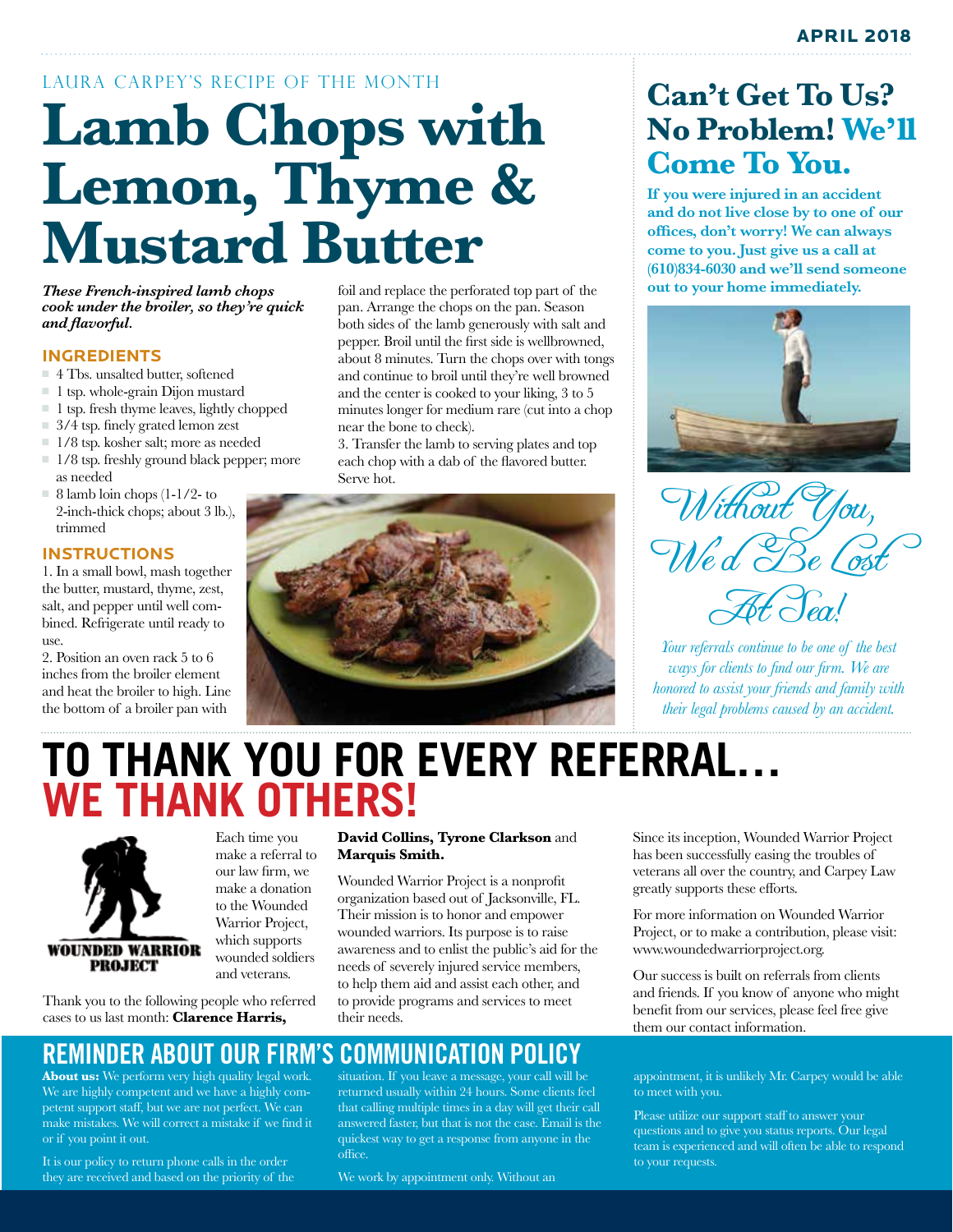LAURA CARPEY'S RECIPE OF THE MONTH

# Lamb Chops with Lemon, Thyme & Mustard Butter

***These French-inspired lamb chops cook under the broiler, so they're quick and flavorful.***

### INGREDIENTS

- 4 Tbs. unsalted butter, softened
- 1 tsp. whole-grain Dijon mustard
- 1 tsp. fresh thyme leaves, lightly chopped
- 3/4 tsp. finely grated lemon zest
- 1/8 tsp. kosher salt; more as needed
- 1/8 tsp. freshly ground black pepper; more as needed
- 8 lamb loin chops (1-1/2- to 2-inch-thick chops; about 3 lb.), trimmed

### INSTRUCTIONS

1. In a small bowl, mash together the butter, mustard, thyme, zest, salt, and pepper until well combined. Refrigerate until ready to use.
2. Position an oven rack 5 to 6 inches from the broiler element and heat the broiler to high. Line the bottom of a broiler pan with foil and replace the perforated top part of the pan. Arrange the chops on the pan. Season both sides of the lamb generously with salt and pepper. Broil until the first side is wellbrowned, about 8 minutes. Turn the chops over with tongs and continue to broil until they're well browned and the center is cooked to your liking, 3 to 5 minutes longer for medium rare (cut into a chop near the bone to check).
3. Transfer the lamb to serving plates and top each chop with a dab of the flavored butter. Serve hot.

## Can't Get To Us? No Problem! We'll Come To You.

**If you were injured in an accident and do not live close by to one of our offices, don't worry! We can always come to you. Just give us a call at (610)834-6030 and we'll send someone out to your home immediately.**

*Without You, We'd Be Lost At Sea!*

*Your referrals continue to be one of the best ways for clients to find our firm. We are honored to assist your friends and family with their legal problems caused by an accident.*

# TO THANK YOU FOR EVERY REFERRAL… WE THANK OTHERS!

Each time you make a referral to our law firm, we make a donation to the Wounded Warrior Project, which supports wounded soldiers and veterans.

Thank you to the following people who referred cases to us last month: **Clarence Harris, David Collins, Tyrone Clarkson** and **Marquis Smith.**

Wounded Warrior Project is a nonprofit organization based out of Jacksonville, FL. Their mission is to honor and empower wounded warriors. Its purpose is to raise awareness and to enlist the public's aid for the needs of severely injured service members, to help them aid and assist each other, and to provide programs and services to meet their needs.

Since its inception, Wounded Warrior Project has been successfully easing the troubles of veterans all over the country, and Carpey Law greatly supports these efforts.

For more information on Wounded Warrior Project, or to make a contribution, please visit: www.woundedwarriorproject.org.

Our success is built on referrals from clients and friends. If you know of anyone who might benefit from our services, please feel free give them our contact information.

## REMINDER ABOUT OUR FIRM'S COMMUNICATION POLICY

**About us:** We perform very high quality legal work. We are highly competent and we have a highly competent support staff, but we are not perfect. We can make mistakes. We will correct a mistake if we find it or if you point it out.

It is our policy to return phone calls in the order they are received and based on the priority of the situation. If you leave a message, your call will be returned usually within 24 hours. Some clients feel that calling multiple times in a day will get their call answered faster, but that is not the case. Email is the quickest way to get a response from anyone in the office.

We work by appointment only. Without an appointment, it is unlikely Mr. Carpey would be able to meet with you.

Please utilize our support staff to answer your questions and to give you status reports. Our legal team is experienced and will often be able to respond to your requests.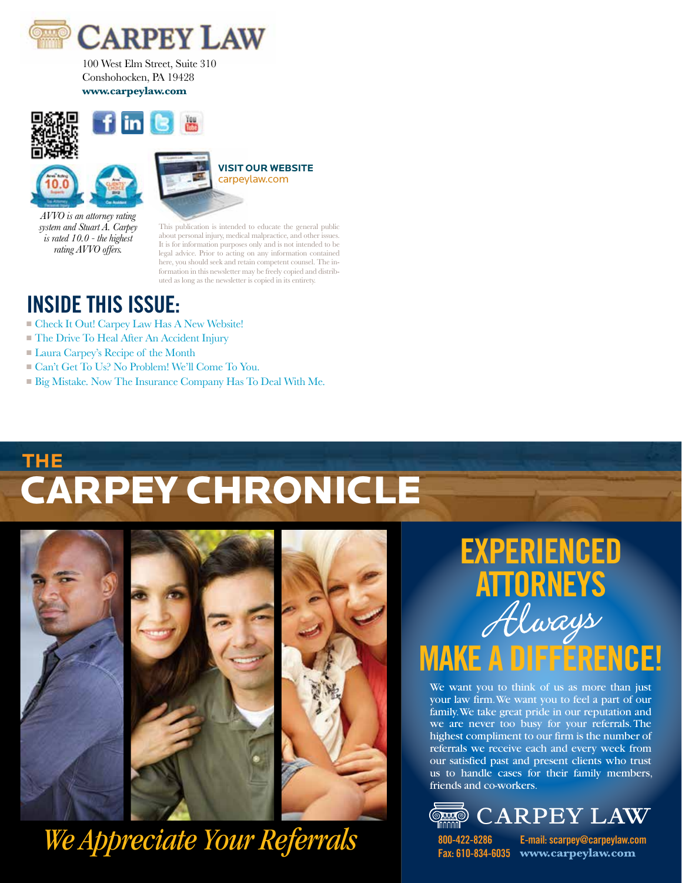# CARPEY LAW

100 West Elm Street, Suite 310
Conshohocken, PA 19428
**www.carpeylaw.com**

*AVVO is an attorney rating system and Stuart A. Carpey is rated 10.0 - the highest rating AVVO offers.*

**VISIT OUR WEBSITE**
carpeylaw.com

This publication is intended to educate the general public about personal injury, medical malpractice, and other issues. It is for information purposes only and is not intended to be legal advice. Prior to acting on any information contained here, you should seek and retain competent counsel. The information in this newsletter may be freely copied and distributed as long as the newsletter is copied in its entirety.

## INSIDE THIS ISSUE:

- Check It Out! Carpey Law Has A New Website!
- The Drive To Heal After An Accident Injury
- Laura Carpey's Recipe of the Month
- Can't Get To Us? No Problem! We'll Come To You.
- Big Mistake. Now The Insurance Company Has To Deal With Me.

# THE CARPEY CHRONICLE

*We Appreciate Your Referrals*

## EXPERIENCED ATTORNEYS *Always* MAKE A DIFFERENCE!

We want you to think of us as more than just your law firm. We want you to feel a part of our family. We take great pride in our reputation and we are never too busy for your referrals. The highest compliment to our firm is the number of referrals we receive each and every week from our satisfied past and present clients who trust us to handle cases for their family members, friends and co-workers.

CARPEY LAW

800-422-8286
Fax: 610-834-6035
E-mail: scarpey@carpeylaw.com
**www.carpeylaw.com**